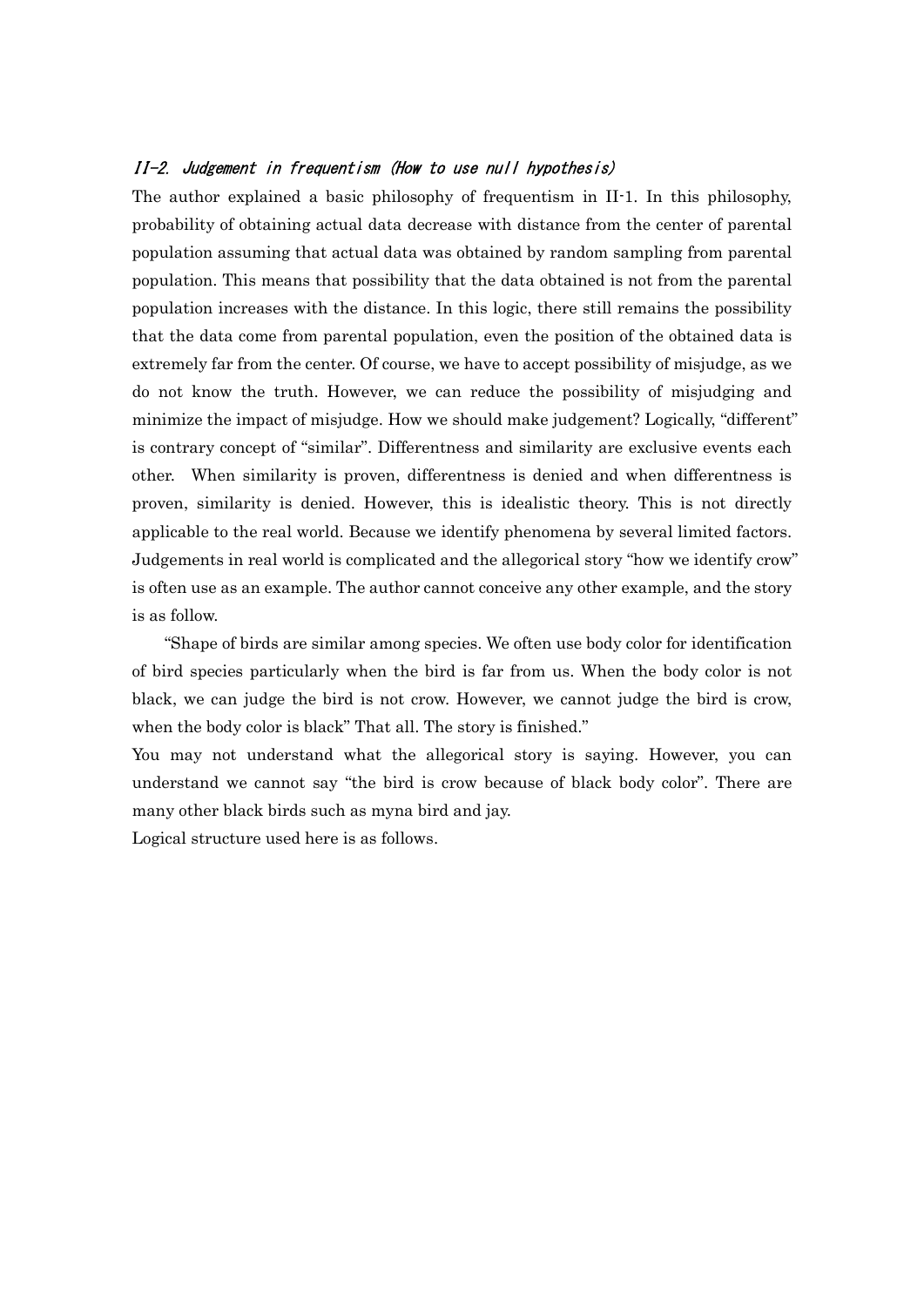### *II-2. Judgement in frequentism (How to use null hypothesis)*

The author explained a basic philosophy of frequentism in II-1. In this philosophy, probability of obtaining actual data decrease with distance from the center of parental population assuming that actual data was obtained by random sampling from parental population. This means that possibility that the data obtained is not from the parental population increases with the distance. In this logic, there still remains the possibility that the data come from parental population, even the position of the obtained data is extremely far from the center. Of course, we have to accept possibility of misjudge, as we do not know the truth. However, we can reduce the possibility of misjudging and minimize the impact of misjudge. How we should make judgement? Logically, "different" is contrary concept of "similar". Differentness and similarity are exclusive events each other. When similarity is proven, differentness is denied and when differentness is proven, similarity is denied. However, this is idealistic theory. This is not directly applicable to the real world. Because we identify phenomena by several limited factors. Judgements in real world is complicated and the allegorical story "how we identify crow" is often use as an example. The author cannot conceive any other example, and the story is as follow.

"Shape of birds are similar among species. We often use body color for identification of bird species particularly when the bird is far from us. When the body color is not black, we can judge the bird is not crow. However, we cannot judge the bird is crow, when the body color is black" That all. The story is finished."

You may not understand what the allegorical story is saying. However, you can understand we cannot say "the bird is crow because of black body color". There are many other black birds such as myna bird and jay.

Logical structure used here is as follows.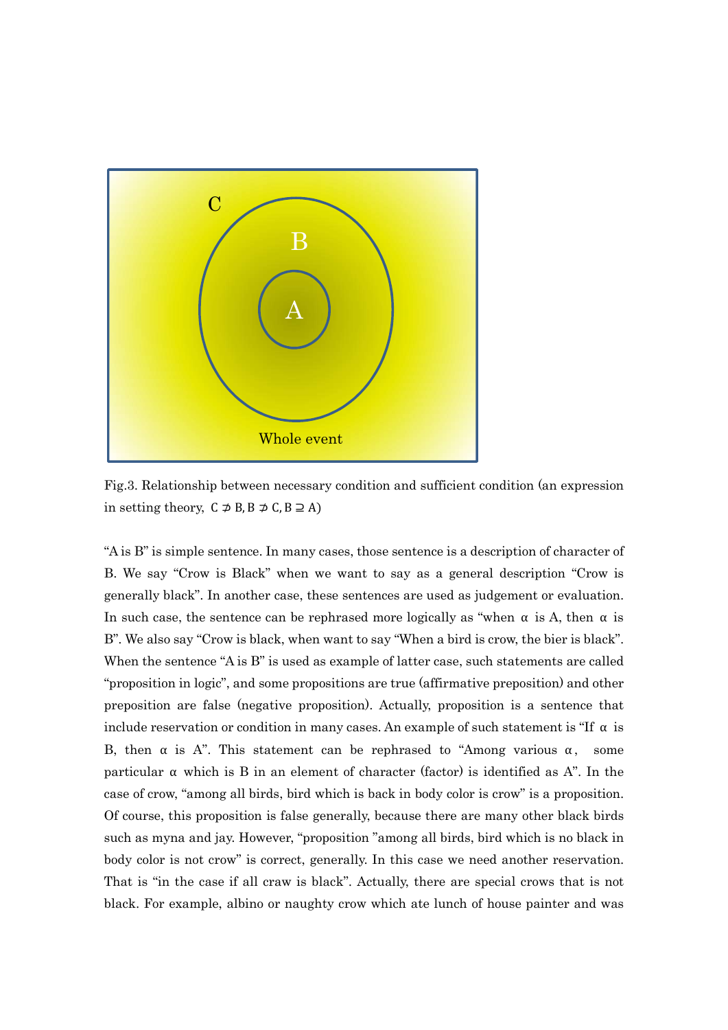Fig.3. Relationship between necessary condition and sufficient condition (an expression in setting theory, $C \not\supset B, B \not\supset C, B \supseteq A$)

"A is B" is simple sentence. In many cases, those sentence is a description of character of B. We say "Crow is Black" when we want to say as a general description "Crow is generally black". In another case, these sentences are used as judgement or evaluation. In such case, the sentence can be rephrased more logically as "when α is A, then α is B". We also say "Crow is black, when want to say "When a bird is crow, the bier is black". When the sentence "A is B" is used as example of latter case, such statements are called "proposition in logic", and some propositions are true (affirmative preposition) and other preposition are false (negative proposition). Actually, proposition is a sentence that include reservation or condition in many cases. An example of such statement is "If α is B, then α is A". This statement can be rephrased to "Among various α, some particular α which is B in an element of character (factor) is identified as A". In the case of crow, "among all birds, bird which is back in body color is crow" is a proposition. Of course, this proposition is false generally, because there are many other black birds such as myna and jay. However, "proposition "among all birds, bird which is no black in body color is not crow" is correct, generally. In this case we need another reservation. That is "in the case if all craw is black". Actually, there are special crows that is not black. For example, albino or naughty crow which ate lunch of house painter and was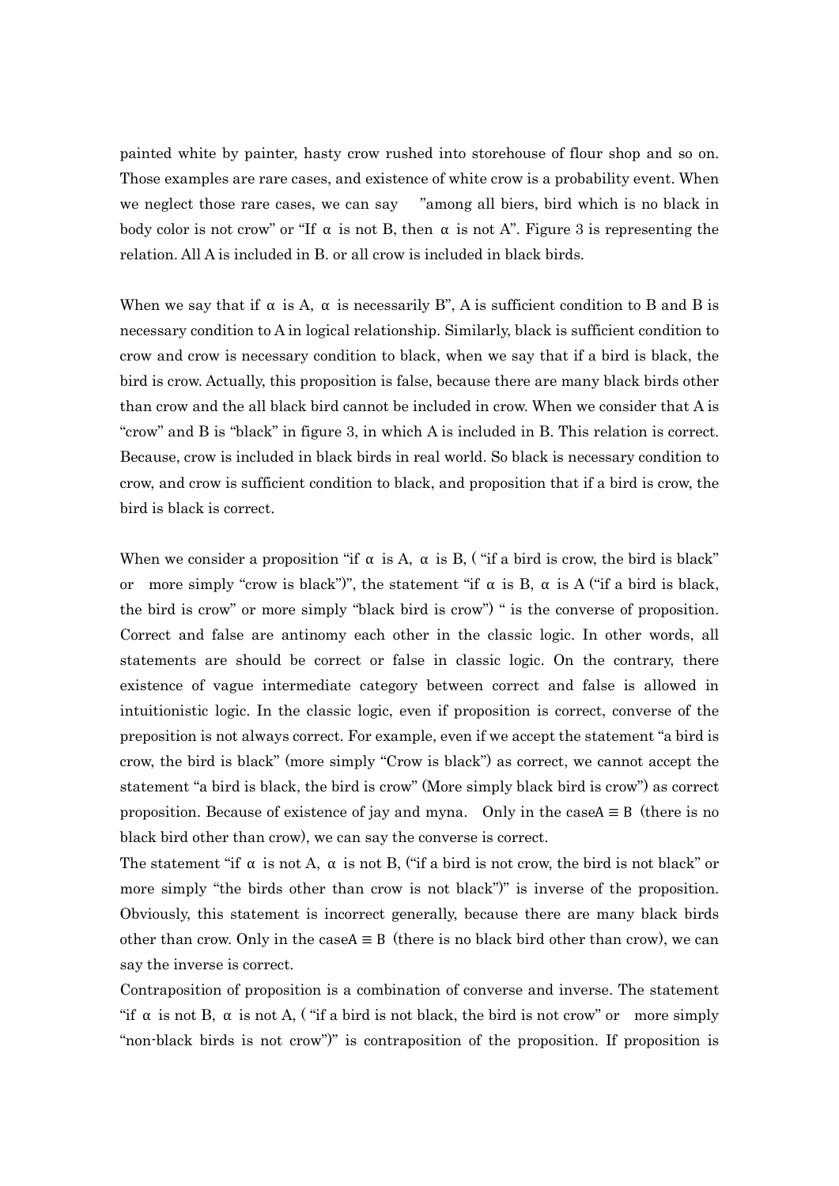painted white by painter, hasty crow rushed into storehouse of flour shop and so on. Those examples are rare cases, and existence of white crow is a probability event. When we neglect those rare cases, we can say "among all biers, bird which is no black in body color is not crow" or "If α is not B, then α is not A". Figure 3 is representing the relation. All A is included in B. or all crow is included in black birds.

When we say that if α is A, α is necessarily B", A is sufficient condition to B and B is necessary condition to A in logical relationship. Similarly, black is sufficient condition to crow and crow is necessary condition to black, when we say that if a bird is black, the bird is crow. Actually, this proposition is false, because there are many black birds other than crow and the all black bird cannot be included in crow. When we consider that A is "crow" and B is "black" in figure 3, in which A is included in B. This relation is correct. Because, crow is included in black birds in real world. So black is necessary condition to crow, and crow is sufficient condition to black, and proposition that if a bird is crow, the bird is black is correct.

When we consider a proposition "if α is A, α is B, ( "if a bird is crow, the bird is black" or more simply "crow is black")", the statement "if α is B, α is A ("if a bird is black, the bird is crow" or more simply "black bird is crow") " is the converse of proposition. Correct and false are antinomy each other in the classic logic. In other words, all statements are should be correct or false in classic logic. On the contrary, there existence of vague intermediate category between correct and false is allowed in intuitionistic logic. In the classic logic, even if proposition is correct, converse of the preposition is not always correct. For example, even if we accept the statement "a bird is crow, the bird is black" (more simply "Crow is black") as correct, we cannot accept the statement "a bird is black, the bird is crow" (More simply black bird is crow") as correct proposition. Because of existence of jay and myna. Only in the case $A \equiv B$ (there is no black bird other than crow), we can say the converse is correct.

The statement "if α is not A, α is not B, ("if a bird is not crow, the bird is not black" or more simply "the birds other than crow is not black")" is inverse of the proposition. Obviously, this statement is incorrect generally, because there are many black birds other than crow. Only in the case $A \equiv B$ (there is no black bird other than crow), we can say the inverse is correct.

Contraposition of proposition is a combination of converse and inverse. The statement "if α is not B, α is not A, ( "if a bird is not black, the bird is not crow" or more simply "non-black birds is not crow")" is contraposition of the proposition. If proposition is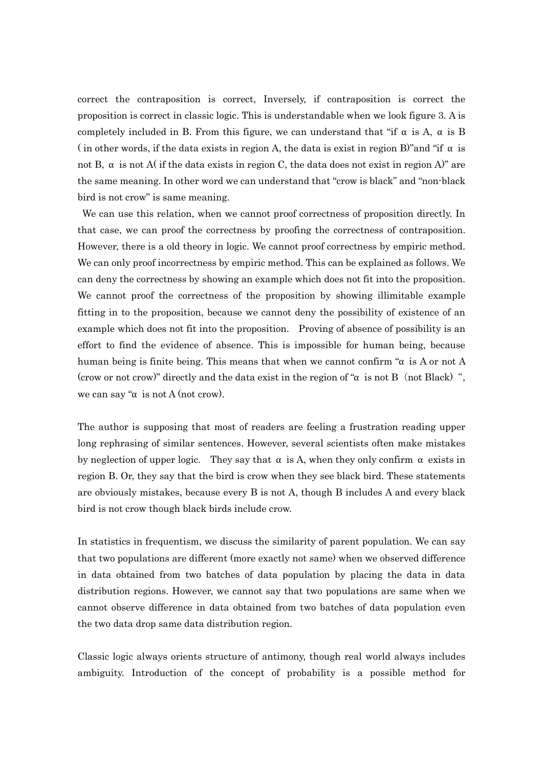correct the contraposition is correct, Inversely, if contraposition is correct the proposition is correct in classic logic. This is understandable when we look figure 3. A is completely included in B. From this figure, we can understand that "if α is A, α is B ( in other words, if the data exists in region A, the data is exist in region B)"and "if α is not B, α is not A( if the data exists in region C, the data does not exist in region A)" are the same meaning. In other word we can understand that "crow is black" and "non-black bird is not crow" is same meaning.

We can use this relation, when we cannot proof correctness of proposition directly. In that case, we can proof the correctness by proofing the correctness of contraposition. However, there is a old theory in logic. We cannot proof correctness by empiric method. We can only proof incorrectness by empiric method. This can be explained as follows. We can deny the correctness by showing an example which does not fit into the proposition. We cannot proof the correctness of the proposition by showing illimitable example fitting in to the proposition, because we cannot deny the possibility of existence of an example which does not fit into the proposition. Proving of absence of possibility is an effort to find the evidence of absence. This is impossible for human being, because human being is finite being. This means that when we cannot confirm "α is A or not A (crow or not crow)" directly and the data exist in the region of "α is not B (not Black) ", we can say "α is not A (not crow).

The author is supposing that most of readers are feeling a frustration reading upper long rephrasing of similar sentences. However, several scientists often make mistakes by neglection of upper logic. They say that α is A, when they only confirm α exists in region B. Or, they say that the bird is crow when they see black bird. These statements are obviously mistakes, because every B is not A, though B includes A and every black bird is not crow though black birds include crow.

In statistics in frequentism, we discuss the similarity of parent population. We can say that two populations are different (more exactly not same) when we observed difference in data obtained from two batches of data population by placing the data in data distribution regions. However, we cannot say that two populations are same when we cannot observe difference in data obtained from two batches of data population even the two data drop same data distribution region.

Classic logic always orients structure of antimony, though real world always includes ambiguity. Introduction of the concept of probability is a possible method for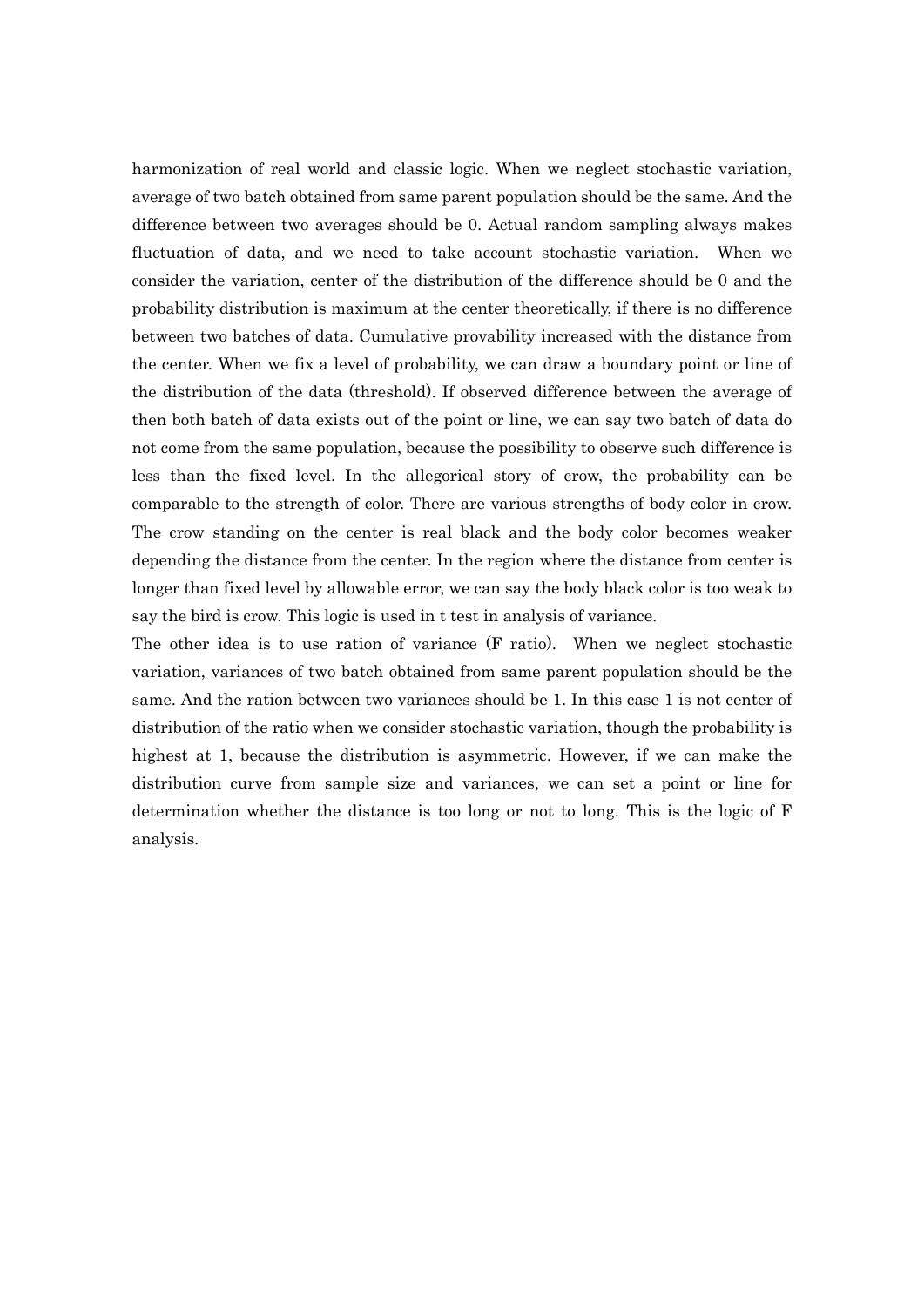harmonization of real world and classic logic. When we neglect stochastic variation, average of two batch obtained from same parent population should be the same. And the difference between two averages should be 0. Actual random sampling always makes fluctuation of data, and we need to take account stochastic variation. When we consider the variation, center of the distribution of the difference should be 0 and the probability distribution is maximum at the center theoretically, if there is no difference between two batches of data. Cumulative provability increased with the distance from the center. When we fix a level of probability, we can draw a boundary point or line of the distribution of the data (threshold). If observed difference between the average of then both batch of data exists out of the point or line, we can say two batch of data do not come from the same population, because the possibility to observe such difference is less than the fixed level. In the allegorical story of crow, the probability can be comparable to the strength of color. There are various strengths of body color in crow. The crow standing on the center is real black and the body color becomes weaker depending the distance from the center. In the region where the distance from center is longer than fixed level by allowable error, we can say the body black color is too weak to say the bird is crow. This logic is used in t test in analysis of variance.

The other idea is to use ration of variance (F ratio). When we neglect stochastic variation, variances of two batch obtained from same parent population should be the same. And the ration between two variances should be 1. In this case 1 is not center of distribution of the ratio when we consider stochastic variation, though the probability is highest at 1, because the distribution is asymmetric. However, if we can make the distribution curve from sample size and variances, we can set a point or line for determination whether the distance is too long or not to long. This is the logic of F analysis.